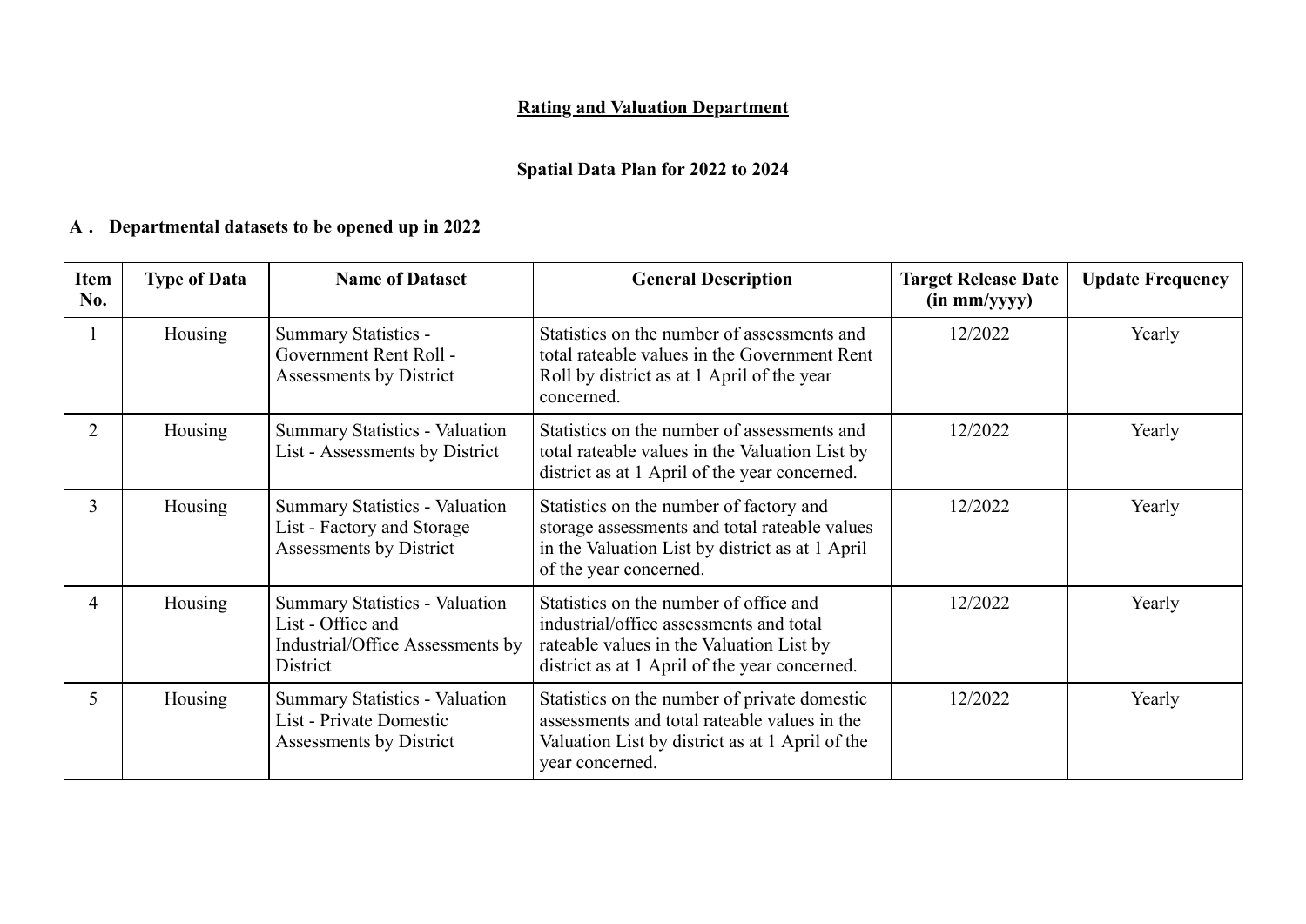# Rating and Valuation Department

## Spatial Data Plan for 2022 to 2024

### A． Departmental datasets to be opened up in 2022

| Item No. | Type of Data | Name of Dataset | General Description | Target Release Date (in mm/yyyy) | Update Frequency |
|---|---|---|---|---|---|
| 1 | Housing | Summary Statistics - Government Rent Roll - Assessments by District | Statistics on the number of assessments and total rateable values in the Government Rent Roll by district as at 1 April of the year concerned. | 12/2022 | Yearly |
| 2 | Housing | Summary Statistics - Valuation List - Assessments by District | Statistics on the number of assessments and total rateable values in the Valuation List by district as at 1 April of the year concerned. | 12/2022 | Yearly |
| 3 | Housing | Summary Statistics - Valuation List - Factory and Storage Assessments by District | Statistics on the number of factory and storage assessments and total rateable values in the Valuation List by district as at 1 April of the year concerned. | 12/2022 | Yearly |
| 4 | Housing | Summary Statistics - Valuation List - Office and Industrial/Office Assessments by District | Statistics on the number of office and industrial/office assessments and total rateable values in the Valuation List by district as at 1 April of the year concerned. | 12/2022 | Yearly |
| 5 | Housing | Summary Statistics - Valuation List - Private Domestic Assessments by District | Statistics on the number of private domestic assessments and total rateable values in the Valuation List by district as at 1 April of the year concerned. | 12/2022 | Yearly |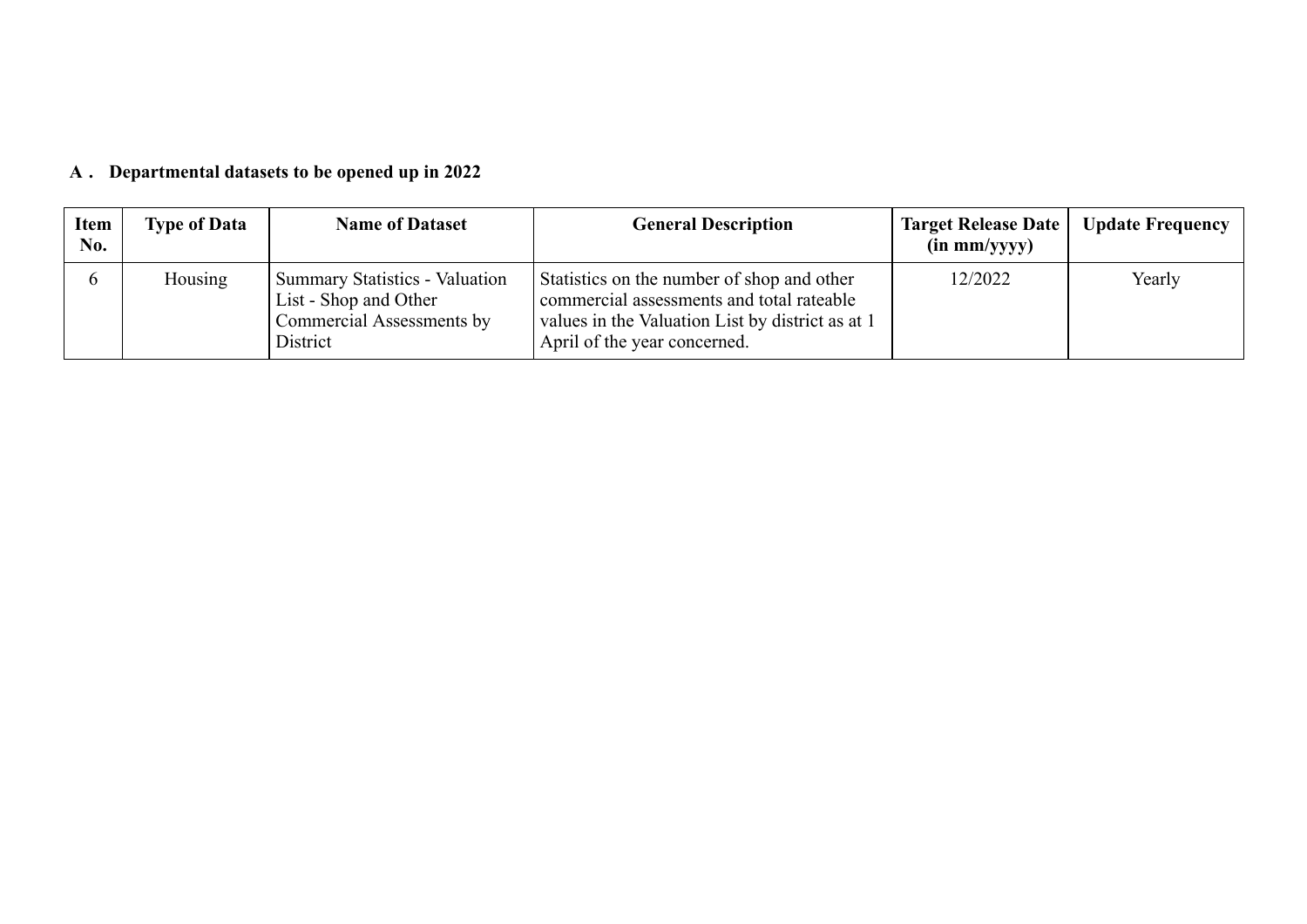**A . Departmental datasets to be opened up in 2022**

| Item No. | Type of Data | Name of Dataset | General Description | Target Release Date (in mm/yyyy) | Update Frequency |
|---|---|---|---|---|---|
| 6 | Housing | Summary Statistics - Valuation List - Shop and Other Commercial Assessments by District | Statistics on the number of shop and other commercial assessments and total rateable values in the Valuation List by district as at 1 April of the year concerned. | 12/2022 | Yearly |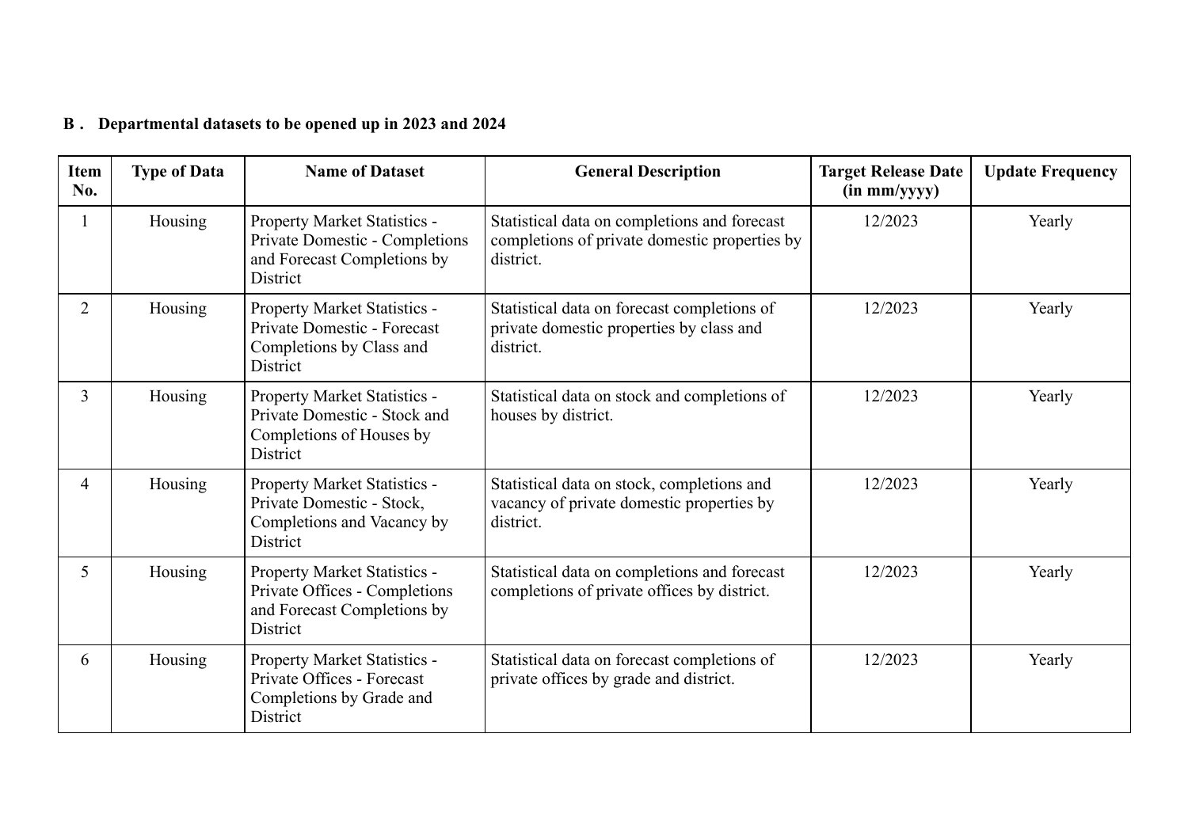## B . Departmental datasets to be opened up in 2023 and 2024

| Item No. | Type of Data | Name of Dataset | General Description | Target Release Date (in mm/yyyy) | Update Frequency |
|---|---|---|---|---|---|
| 1 | Housing | Property Market Statistics - Private Domestic - Completions and Forecast Completions by District | Statistical data on completions and forecast completions of private domestic properties by district. | 12/2023 | Yearly |
| 2 | Housing | Property Market Statistics - Private Domestic - Forecast Completions by Class and District | Statistical data on forecast completions of private domestic properties by class and district. | 12/2023 | Yearly |
| 3 | Housing | Property Market Statistics - Private Domestic - Stock and Completions of Houses by District | Statistical data on stock and completions of houses by district. | 12/2023 | Yearly |
| 4 | Housing | Property Market Statistics - Private Domestic - Stock, Completions and Vacancy by District | Statistical data on stock, completions and vacancy of private domestic properties by district. | 12/2023 | Yearly |
| 5 | Housing | Property Market Statistics - Private Offices - Completions and Forecast Completions by District | Statistical data on completions and forecast completions of private offices by district. | 12/2023 | Yearly |
| 6 | Housing | Property Market Statistics - Private Offices - Forecast Completions by Grade and District | Statistical data on forecast completions of private offices by grade and district. | 12/2023 | Yearly |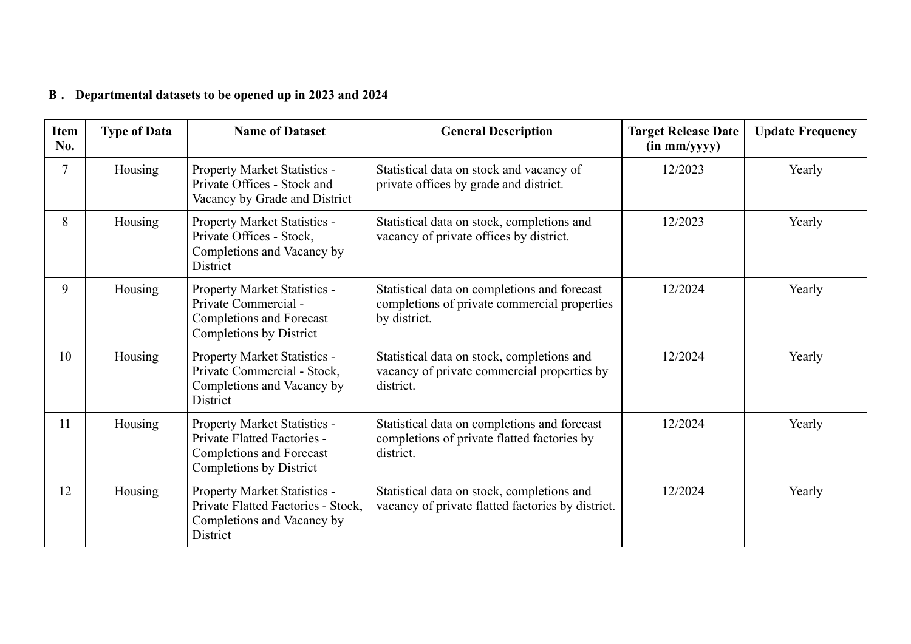**B . Departmental datasets to be opened up in 2023 and 2024**

| Item No. | Type of Data | Name of Dataset | General Description | Target Release Date (in mm/yyyy) | Update Frequency |
|---|---|---|---|---|---|
| 7 | Housing | Property Market Statistics - Private Offices - Stock and Vacancy by Grade and District | Statistical data on stock and vacancy of private offices by grade and district. | 12/2023 | Yearly |
| 8 | Housing | Property Market Statistics - Private Offices - Stock, Completions and Vacancy by District | Statistical data on stock, completions and vacancy of private offices by district. | 12/2023 | Yearly |
| 9 | Housing | Property Market Statistics - Private Commercial - Completions and Forecast Completions by District | Statistical data on completions and forecast completions of private commercial properties by district. | 12/2024 | Yearly |
| 10 | Housing | Property Market Statistics - Private Commercial - Stock, Completions and Vacancy by District | Statistical data on stock, completions and vacancy of private commercial properties by district. | 12/2024 | Yearly |
| 11 | Housing | Property Market Statistics - Private Flatted Factories - Completions and Forecast Completions by District | Statistical data on completions and forecast completions of private flatted factories by district. | 12/2024 | Yearly |
| 12 | Housing | Property Market Statistics - Private Flatted Factories - Stock, Completions and Vacancy by District | Statistical data on stock, completions and vacancy of private flatted factories by district. | 12/2024 | Yearly |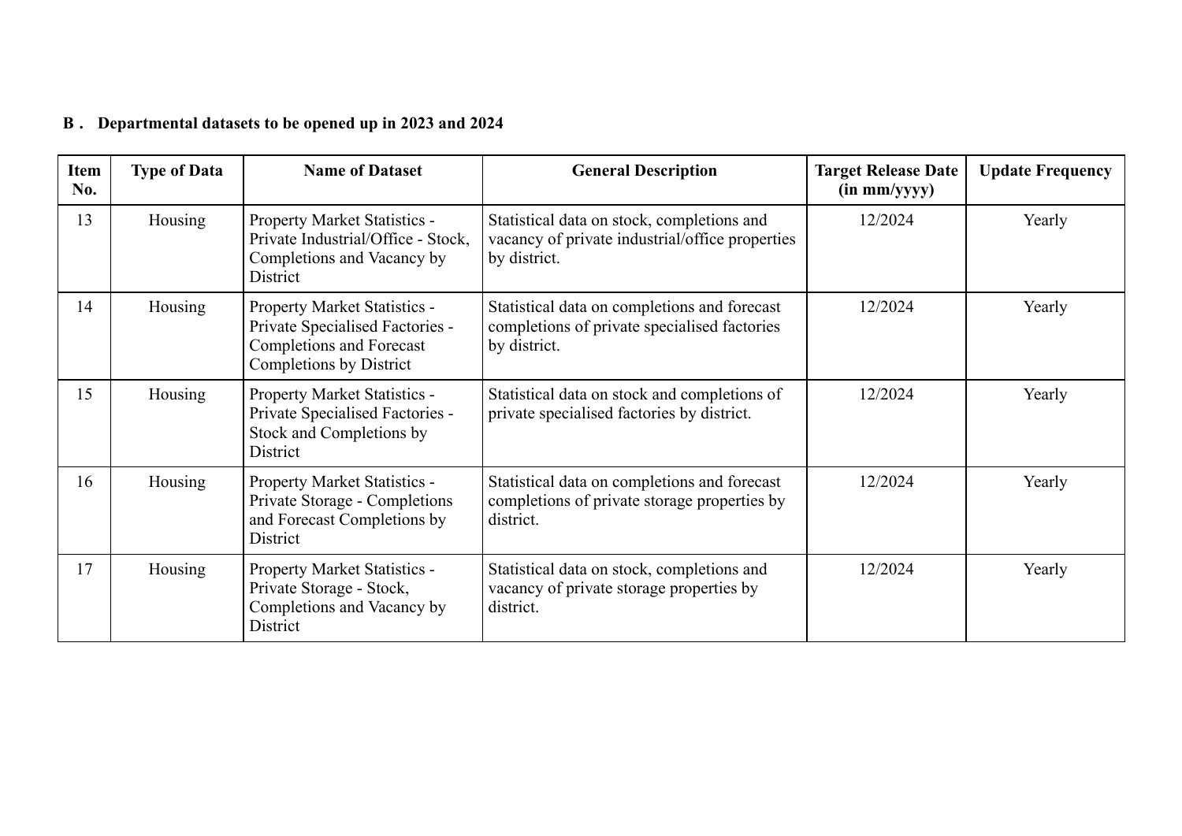## B . Departmental datasets to be opened up in 2023 and 2024

| Item No. | Type of Data | Name of Dataset | General Description | Target Release Date (in mm/yyyy) | Update Frequency |
|---|---|---|---|---|---|
| 13 | Housing | Property Market Statistics - Private Industrial/Office - Stock, Completions and Vacancy by District | Statistical data on stock, completions and vacancy of private industrial/office properties by district. | 12/2024 | Yearly |
| 14 | Housing | Property Market Statistics - Private Specialised Factories - Completions and Forecast Completions by District | Statistical data on completions and forecast completions of private specialised factories by district. | 12/2024 | Yearly |
| 15 | Housing | Property Market Statistics - Private Specialised Factories - Stock and Completions by District | Statistical data on stock and completions of private specialised factories by district. | 12/2024 | Yearly |
| 16 | Housing | Property Market Statistics - Private Storage - Completions and Forecast Completions by District | Statistical data on completions and forecast completions of private storage properties by district. | 12/2024 | Yearly |
| 17 | Housing | Property Market Statistics - Private Storage - Stock, Completions and Vacancy by District | Statistical data on stock, completions and vacancy of private storage properties by district. | 12/2024 | Yearly |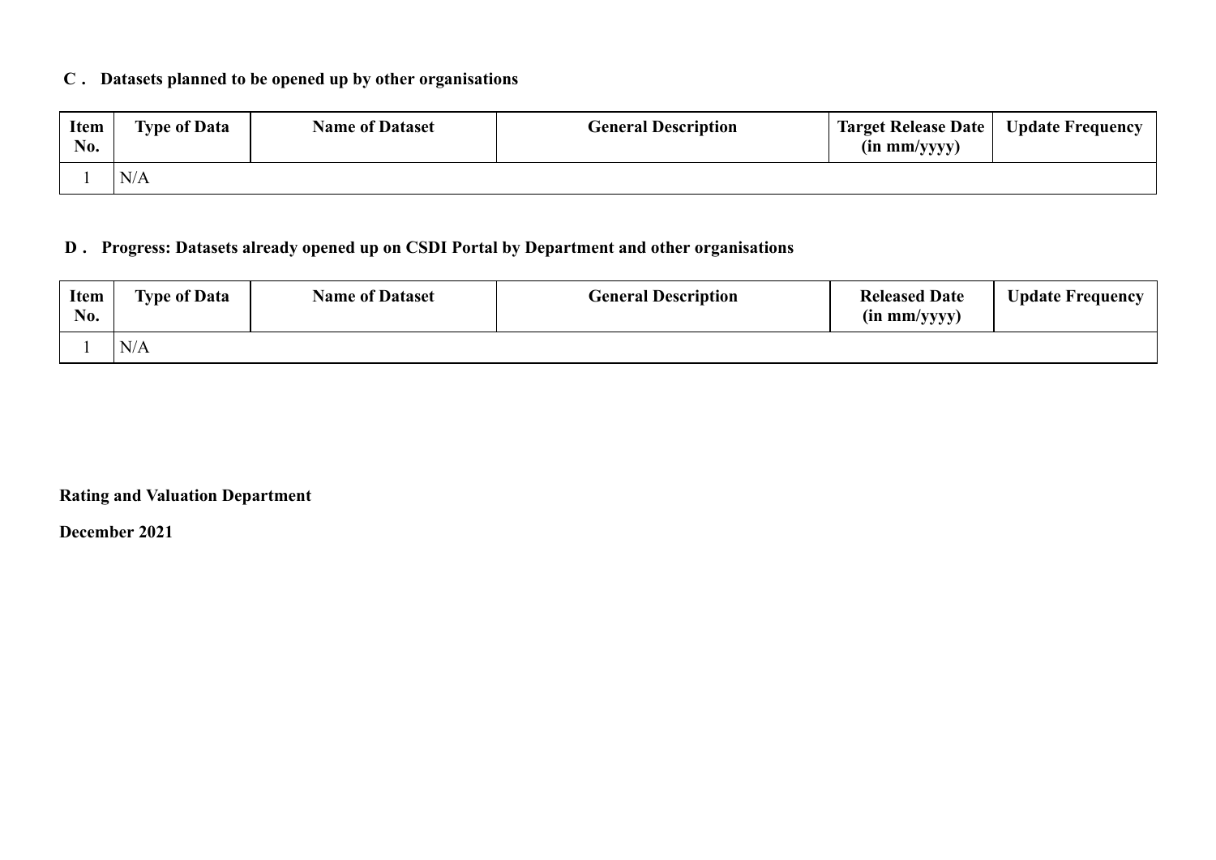**C． Datasets planned to be opened up by other organisations**

| Item No. | Type of Data | Name of Dataset | General Description | Target Release Date (in mm/yyyy) | Update Frequency |
|---|---|---|---|---|---|
| 1 | N/A | | | | |

**D． Progress: Datasets already opened up on CSDI Portal by Department and other organisations**

| Item No. | Type of Data | Name of Dataset | General Description | Released Date (in mm/yyyy) | Update Frequency |
|---|---|---|---|---|---|
| 1 | N/A | | | | |

**Rating and Valuation Department**

**December 2021**